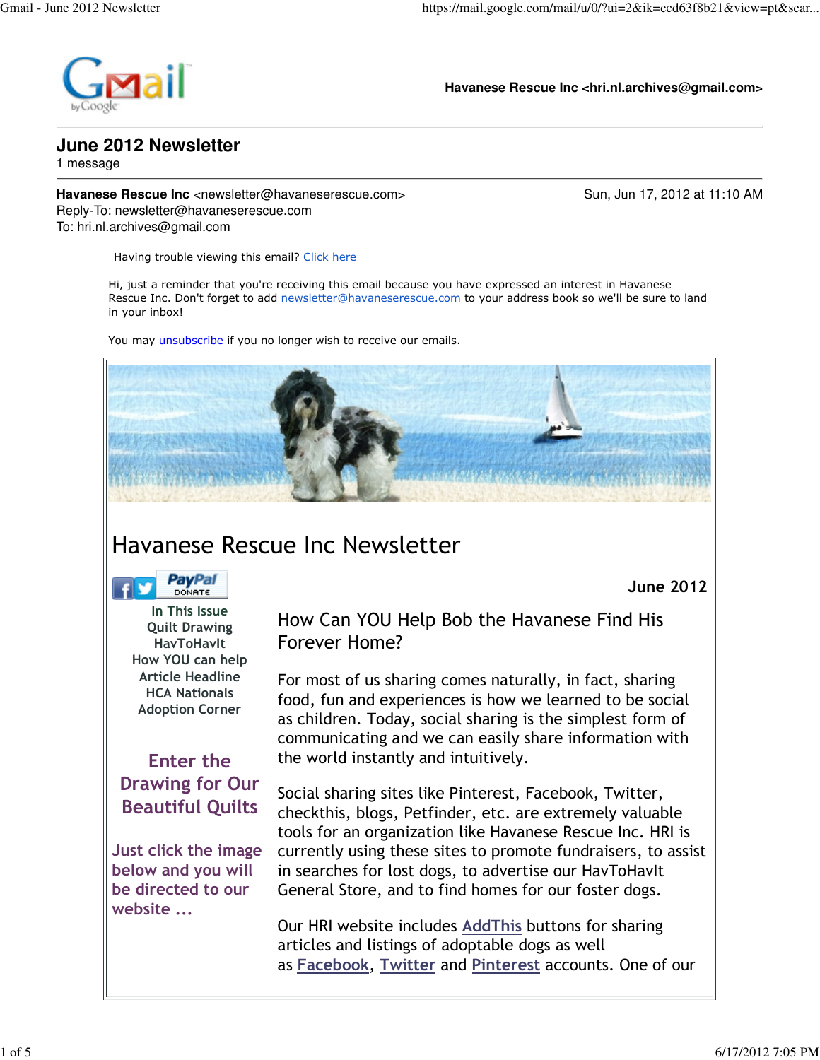**Havanese Rescue Inc <hri.nl.archives@gmail.com>**

# June 2012 Newsletter

1 message

**Havanese Rescue Inc** <newsletter@havaneserescue.com> Sun, Jun 17, 2012 at 11:10 AM
Reply-To: newsletter@havaneserescue.com
To: hri.nl.archives@gmail.com

Having trouble viewing this email? Click here

Hi, just a reminder that you're receiving this email because you have expressed an interest in Havanese Rescue Inc. Don't forget to add newsletter@havaneserescue.com to your address book so we'll be sure to land in your inbox!

You may unsubscribe if you no longer wish to receive our emails.

## Havanese Rescue Inc Newsletter

**June 2012**

In This Issue
Quilt Drawing
HavToHavIt
How YOU can help
Article Headline
HCA Nationals
Adoption Corner

**Enter the Drawing for Our Beautiful Quilts**

Just click the image below and you will be directed to our website ...

### How Can YOU Help Bob the Havanese Find His Forever Home?

For most of us sharing comes naturally, in fact, sharing food, fun and experiences is how we learned to be social as children. Today, social sharing is the simplest form of communicating and we can easily share information with the world instantly and intuitively.

Social sharing sites like Pinterest, Facebook, Twitter, checkthis, blogs, Petfinder, etc. are extremely valuable tools for an organization like Havanese Rescue Inc. HRI is currently using these sites to promote fundraisers, to assist in searches for lost dogs, to advertise our HavToHavIt General Store, and to find homes for our foster dogs.

Our HRI website includes AddThis buttons for sharing articles and listings of adoptable dogs as well as Facebook, Twitter and Pinterest accounts. One of our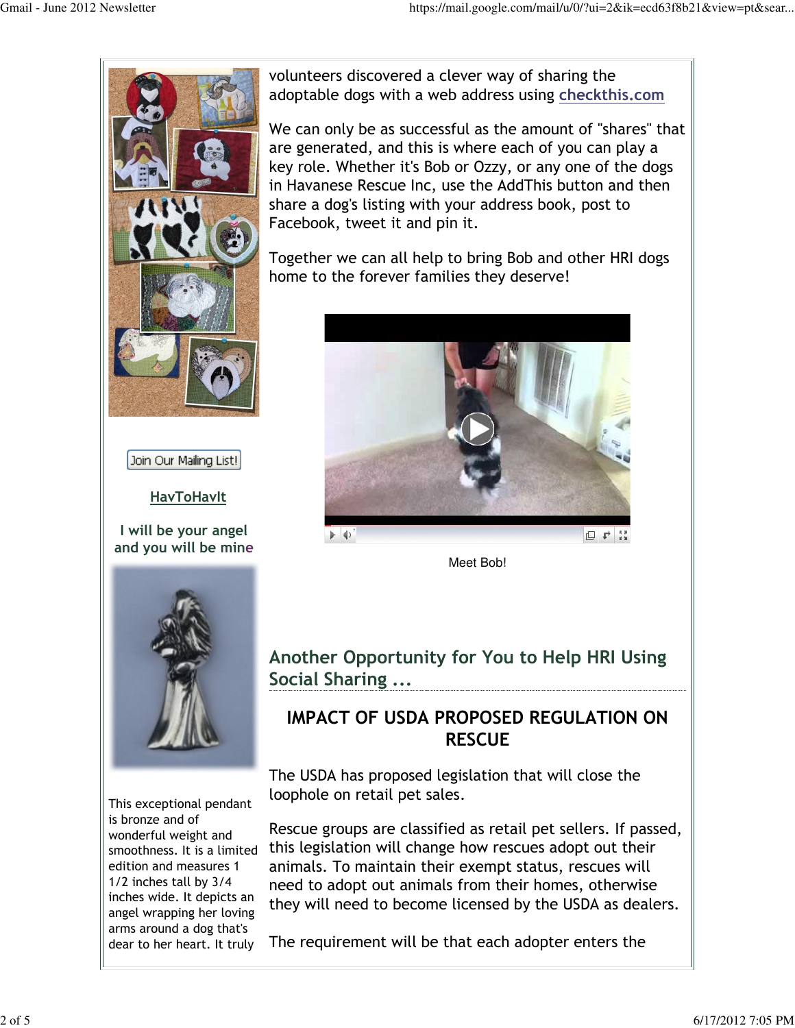volunteers discovered a clever way of sharing the adoptable dogs with a web address using **checkthis.com**

We can only be as successful as the amount of "shares" that are generated, and this is where each of you can play a key role. Whether it's Bob or Ozzy, or any one of the dogs in Havanese Rescue Inc, use the AddThis button and then share a dog's listing with your address book, post to Facebook, tweet it and pin it.

Together we can all help to bring Bob and other HRI dogs home to the forever families they deserve!

Meet Bob!

## Another Opportunity for You to Help HRI Using Social Sharing ...

### IMPACT OF USDA PROPOSED REGULATION ON RESCUE

The USDA has proposed legislation that will close the loophole on retail pet sales.

Rescue groups are classified as retail pet sellers. If passed, this legislation will change how rescues adopt out their animals. To maintain their exempt status, rescues will need to adopt out animals from their homes, otherwise they will need to become licensed by the USDA as dealers.

The requirement will be that each adopter enters the

Join Our Mailing List!

**HavToHavIt**

**I will be your angel and you will be mine**

This exceptional pendant is bronze and of wonderful weight and smoothness. It is a limited edition and measures 1 1/2 inches tall by 3/4 inches wide. It depicts an angel wrapping her loving arms around a dog that's dear to her heart. It truly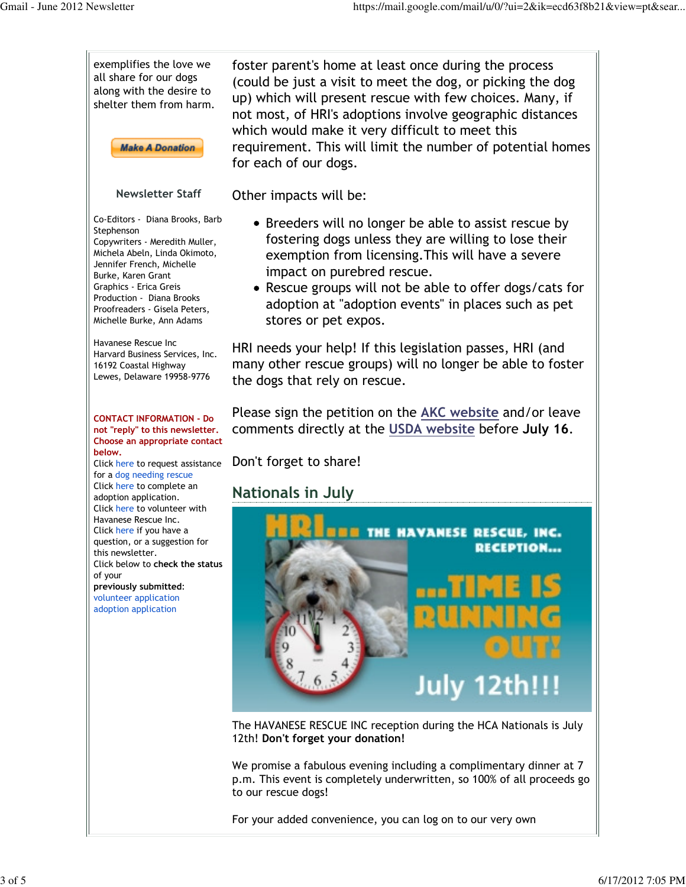exemplifies the love we all share for our dogs along with the desire to shelter them from harm.

Make A Donation

### Newsletter Staff

Co-Editors - Diana Brooks, Barb Stephenson
Copywriters - Meredith Muller, Michela Abeln, Linda Okimoto, Jennifer French, Michelle Burke, Karen Grant
Graphics - Erica Greis
Production - Diana Brooks
Proofreaders - Gisela Peters, Michelle Burke, Ann Adams

Havanese Rescue Inc
Harvard Business Services, Inc.
16192 Coastal Highway
Lewes, Delaware 19958-9776

**CONTACT INFORMATION - Do not "reply" to this newsletter. Choose an appropriate contact below.**
Click here to request assistance for a dog needing rescue
Click here to complete an adoption application.
Click here to volunteer with Havanese Rescue Inc.
Click here if you have a question, or a suggestion for this newsletter.
Click below to **check the status** of your **previously submitted**:
volunteer application
adoption application

foster parent's home at least once during the process (could be just a visit to meet the dog, or picking the dog up) which will present rescue with few choices. Many, if not most, of HRI's adoptions involve geographic distances which would make it very difficult to meet this requirement. This will limit the number of potential homes for each of our dogs.

Other impacts will be:

- Breeders will no longer be able to assist rescue by fostering dogs unless they are willing to lose their exemption from licensing.This will have a severe impact on purebred rescue.
- Rescue groups will not be able to offer dogs/cats for adoption at "adoption events" in places such as pet stores or pet expos.

HRI needs your help! If this legislation passes, HRI (and many other rescue groups) will no longer be able to foster the dogs that rely on rescue.

Please sign the petition on the AKC website and/or leave comments directly at the USDA website before **July 16**.

Don't forget to share!

## Nationals in July

HRI... THE HAVANESE RESCUE, INC. RECEPTION... ...TIME IS RUNNING OUT! July 12th!!!

The HAVANESE RESCUE INC reception during the HCA Nationals is July 12th! **Don't forget your donation!**

We promise a fabulous evening including a complimentary dinner at 7 p.m. This event is completely underwritten, so 100% of all proceeds go to our rescue dogs!

For your added convenience, you can log on to our very own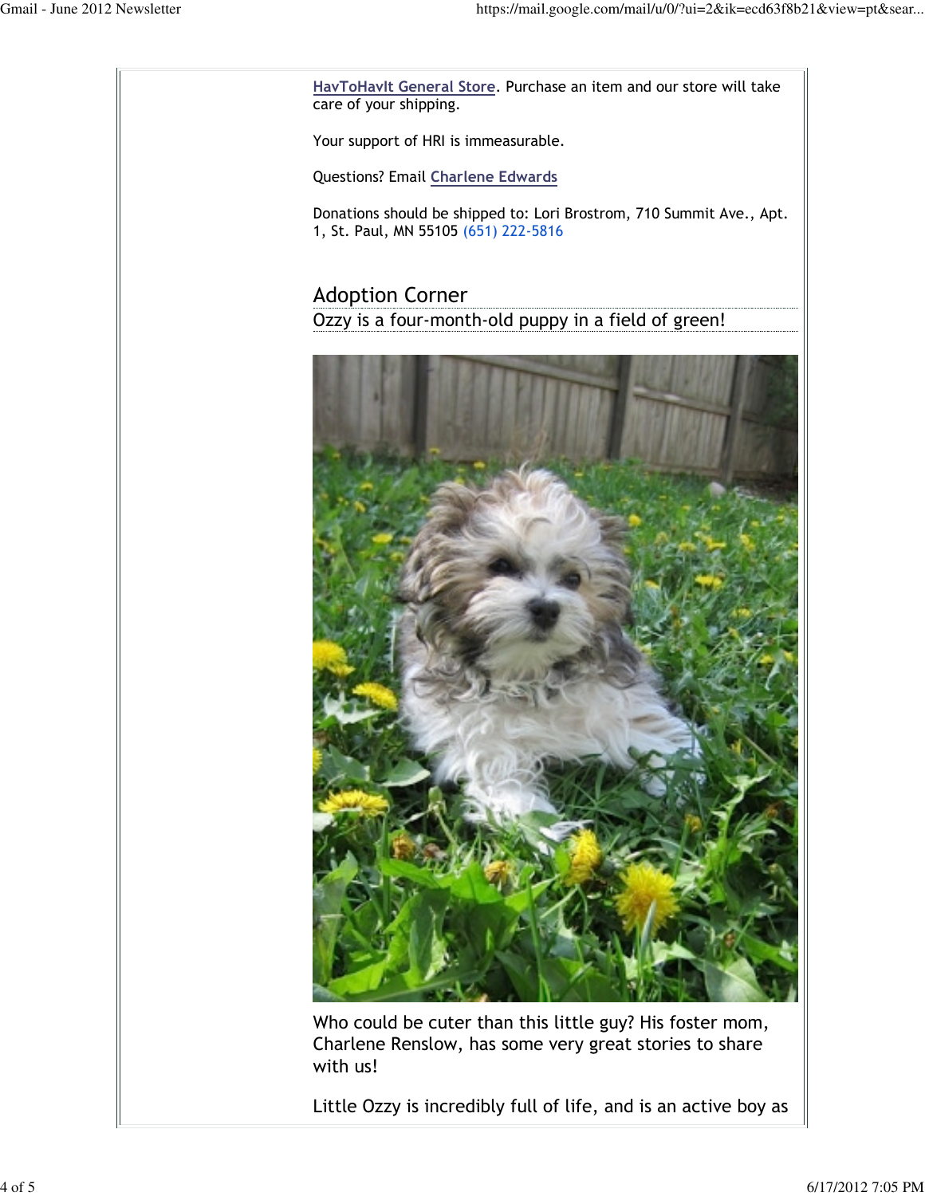HavToHavIt General Store. Purchase an item and our store will take care of your shipping.

Your support of HRI is immeasurable.

Questions? Email Charlene Edwards

Donations should be shipped to: Lori Brostrom, 710 Summit Ave., Apt. 1, St. Paul, MN 55105 (651) 222-5816

## Adoption Corner

Ozzy is a four-month-old puppy in a field of green!

Who could be cuter than this little guy? His foster mom, Charlene Renslow, has some very great stories to share with us!

Little Ozzy is incredibly full of life, and is an active boy as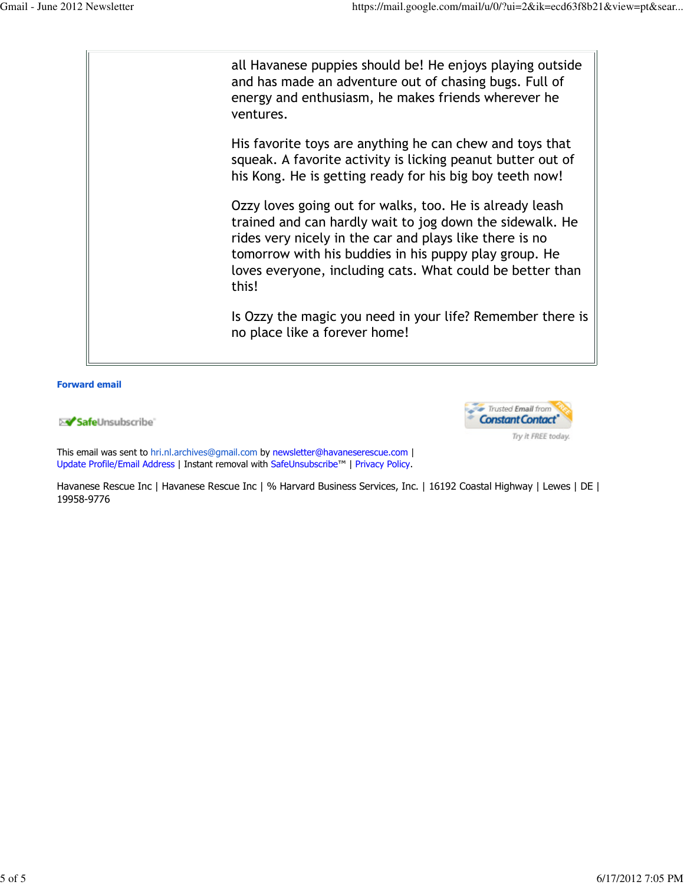all Havanese puppies should be! He enjoys playing outside and has made an adventure out of chasing bugs. Full of energy and enthusiasm, he makes friends wherever he ventures.

His favorite toys are anything he can chew and toys that squeak. A favorite activity is licking peanut butter out of his Kong. He is getting ready for his big boy teeth now!

Ozzy loves going out for walks, too. He is already leash trained and can hardly wait to jog down the sidewalk. He rides very nicely in the car and plays like there is no tomorrow with his buddies in his puppy play group. He loves everyone, including cats. What could be better than this!

Is Ozzy the magic you need in your life? Remember there is no place like a forever home!

**Forward email**

SafeUnsubscribe

Trusted Email from Constant Contact
Try it FREE today.

This email was sent to hri.nl.archives@gmail.com by newsletter@havaneserescue.com | Update Profile/Email Address | Instant removal with SafeUnsubscribe™ | Privacy Policy.

Havanese Rescue Inc | Havanese Rescue Inc | % Harvard Business Services, Inc. | 16192 Coastal Highway | Lewes | DE | 19958-9776